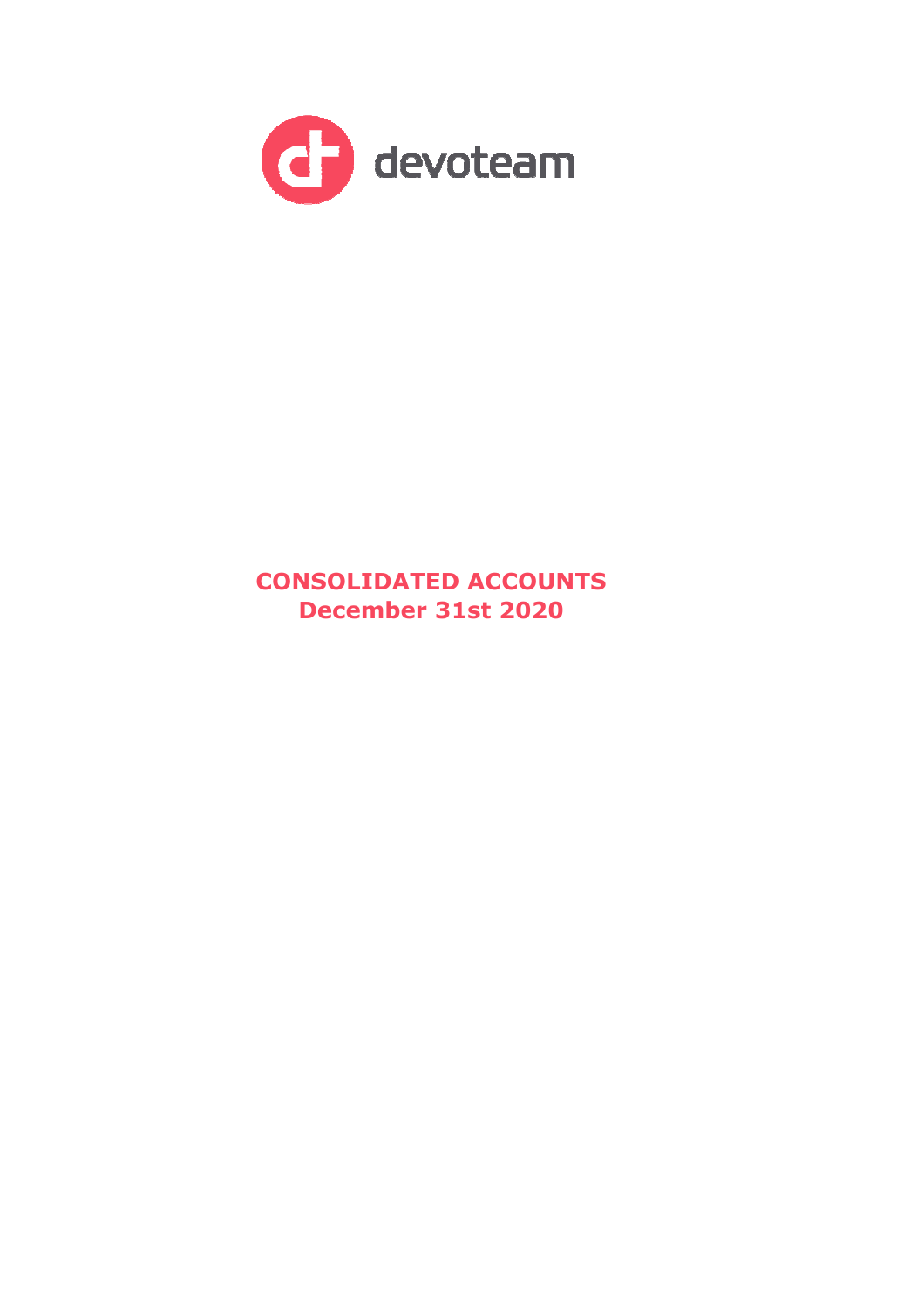devoteam

# CONSOLIDATED ACCOUNTS
## December 31st 2020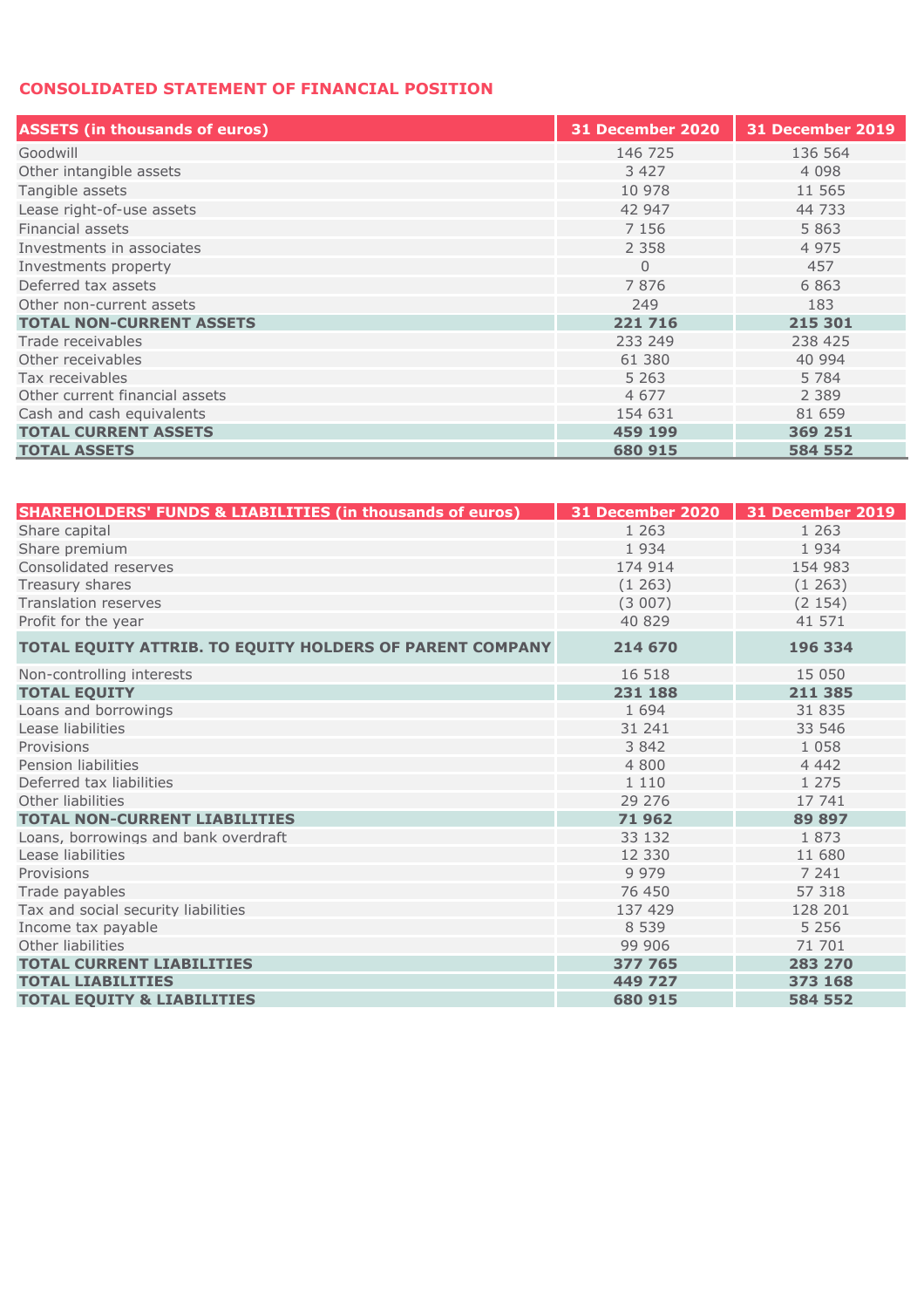## CONSOLIDATED STATEMENT OF FINANCIAL POSITION

| ASSETS (in thousands of euros) | 31 December 2020 | 31 December 2019 |
|---|---|---|
| Goodwill | 146 725 | 136 564 |
| Other intangible assets | 3 427 | 4 098 |
| Tangible assets | 10 978 | 11 565 |
| Lease right-of-use assets | 42 947 | 44 733 |
| Financial assets | 7 156 | 5 863 |
| Investments in associates | 2 358 | 4 975 |
| Investments property | 0 | 457 |
| Deferred tax assets | 7 876 | 6 863 |
| Other non-current assets | 249 | 183 |
| **TOTAL NON-CURRENT ASSETS** | **221 716** | **215 301** |
| Trade receivables | 233 249 | 238 425 |
| Other receivables | 61 380 | 40 994 |
| Tax receivables | 5 263 | 5 784 |
| Other current financial assets | 4 677 | 2 389 |
| Cash and cash equivalents | 154 631 | 81 659 |
| **TOTAL CURRENT ASSETS** | **459 199** | **369 251** |
| **TOTAL ASSETS** | **680 915** | **584 552** |

| SHAREHOLDERS' FUNDS & LIABILITIES (in thousands of euros) | 31 December 2020 | 31 December 2019 |
|---|---|---|
| Share capital | 1 263 | 1 263 |
| Share premium | 1 934 | 1 934 |
| Consolidated reserves | 174 914 | 154 983 |
| Treasury shares | (1 263) | (1 263) |
| Translation reserves | (3 007) | (2 154) |
| Profit for the year | 40 829 | 41 571 |
| **TOTAL EQUITY ATTRIB. TO EQUITY HOLDERS OF PARENT COMPANY** | **214 670** | **196 334** |
| Non-controlling interests | 16 518 | 15 050 |
| **TOTAL EQUITY** | **231 188** | **211 385** |
| Loans and borrowings | 1 694 | 31 835 |
| Lease liabilities | 31 241 | 33 546 |
| Provisions | 3 842 | 1 058 |
| Pension liabilities | 4 800 | 4 442 |
| Deferred tax liabilities | 1 110 | 1 275 |
| Other liabilities | 29 276 | 17 741 |
| **TOTAL NON-CURRENT LIABILITIES** | **71 962** | **89 897** |
| Loans, borrowings and bank overdraft | 33 132 | 1 873 |
| Lease liabilities | 12 330 | 11 680 |
| Provisions | 9 979 | 7 241 |
| Trade payables | 76 450 | 57 318 |
| Tax and social security liabilities | 137 429 | 128 201 |
| Income tax payable | 8 539 | 5 256 |
| Other liabilities | 99 906 | 71 701 |
| **TOTAL CURRENT LIABILITIES** | **377 765** | **283 270** |
| **TOTAL LIABILITIES** | **449 727** | **373 168** |
| **TOTAL EQUITY & LIABILITIES** | **680 915** | **584 552** |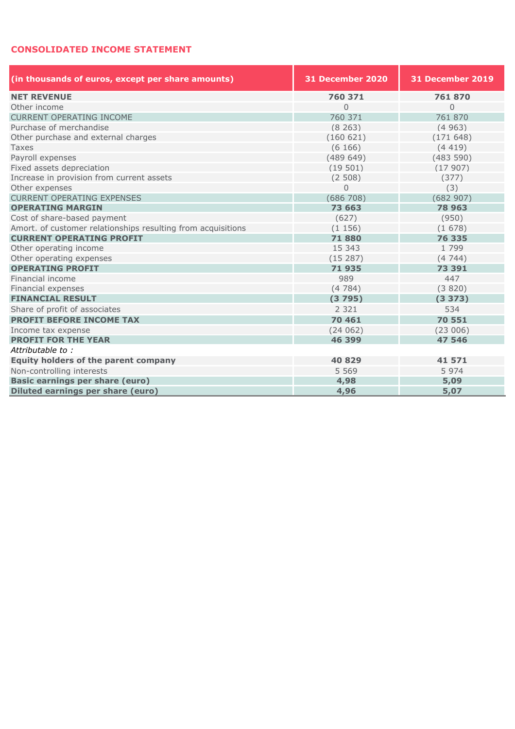## CONSOLIDATED INCOME STATEMENT

| (in thousands of euros, except per share amounts) | 31 December 2020 | 31 December 2019 |
|---|---|---|
| **NET REVENUE** | **760 371** | **761 870** |
| Other income | 0 | 0 |
| CURRENT OPERATING INCOME | 760 371 | 761 870 |
| Purchase of merchandise | (8 263) | (4 963) |
| Other purchase and external charges | (160 621) | (171 648) |
| Taxes | (6 166) | (4 419) |
| Payroll expenses | (489 649) | (483 590) |
| Fixed assets depreciation | (19 501) | (17 907) |
| Increase in provision from current assets | (2 508) | (377) |
| Other expenses | 0 | (3) |
| CURRENT OPERATING EXPENSES | (686 708) | (682 907) |
| **OPERATING MARGIN** | **73 663** | **78 963** |
| Cost of share-based payment | (627) | (950) |
| Amort. of customer relationships resulting from acquisitions | (1 156) | (1 678) |
| **CURRENT OPERATING PROFIT** | **71 880** | **76 335** |
| Other operating income | 15 343 | 1 799 |
| Other operating expenses | (15 287) | (4 744) |
| **OPERATING PROFIT** | **71 935** | **73 391** |
| Financial income | 989 | 447 |
| Financial expenses | (4 784) | (3 820) |
| **FINANCIAL RESULT** | **(3 795)** | **(3 373)** |
| Share of profit of associates | 2 321 | 534 |
| **PROFIT BEFORE INCOME TAX** | **70 461** | **70 551** |
| Income tax expense | (24 062) | (23 006) |
| **PROFIT FOR THE YEAR** | **46 399** | **47 546** |
| *Attributable to :* | | |
| **Equity holders of the parent company** | **40 829** | **41 571** |
| Non-controlling interests | 5 569 | 5 974 |
| **Basic earnings per share (euro)** | **4,98** | **5,09** |
| **Diluted earnings per share (euro)** | **4,96** | **5,07** |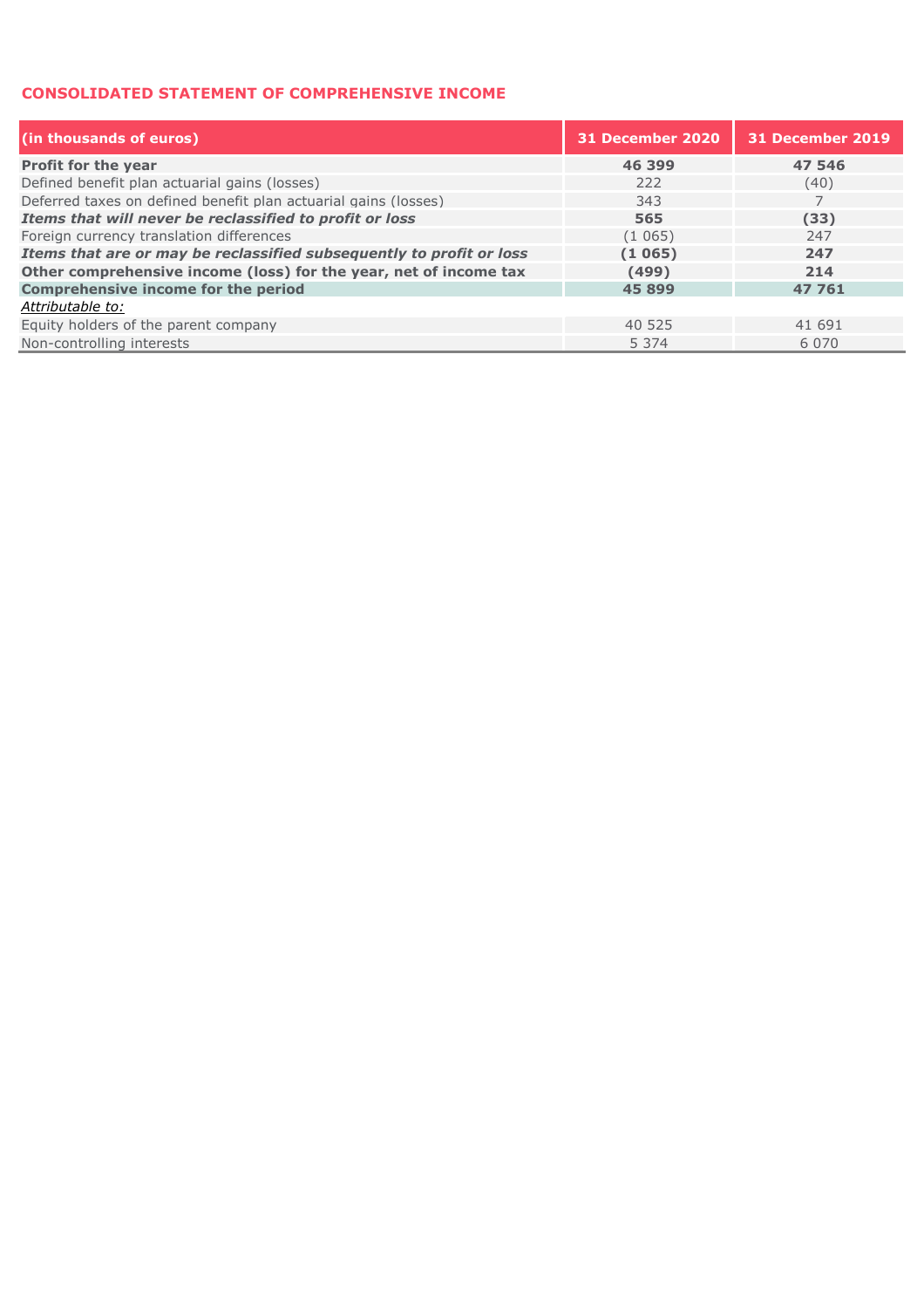## CONSOLIDATED STATEMENT OF COMPREHENSIVE INCOME

| (in thousands of euros) | 31 December 2020 | 31 December 2019 |
|---|---|---|
| **Profit for the year** | **46 399** | **47 546** |
| Defined benefit plan actuarial gains (losses) | 222 | (40) |
| Deferred taxes on defined benefit plan actuarial gains (losses) | 343 | 7 |
| ***Items that will never be reclassified to profit or loss*** | **565** | **(33)** |
| Foreign currency translation differences | (1 065) | 247 |
| ***Items that are or may be reclassified subsequently to profit or loss*** | **(1 065)** | **247** |
| **Other comprehensive income (loss) for the year, net of income tax** | **(499)** | **214** |
| **Comprehensive income for the period** | **45 899** | **47 761** |
| *Attributable to:* | | |
| Equity holders of the parent company | 40 525 | 41 691 |
| Non-controlling interests | 5 374 | 6 070 |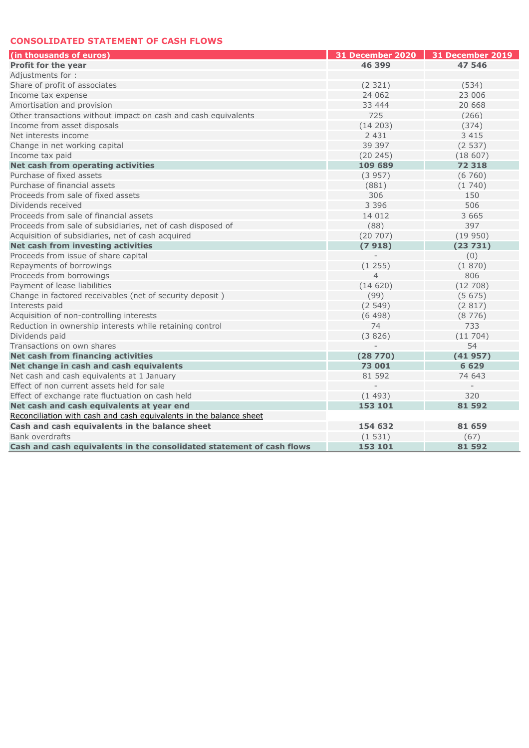## CONSOLIDATED STATEMENT OF CASH FLOWS

| (in thousands of euros) | 31 December 2020 | 31 December 2019 |
|---|---|---|
| **Profit for the year** | **46 399** | **47 546** |
| Adjustments for : | | |
| Share of profit of associates | (2 321) | (534) |
| Income tax expense | 24 062 | 23 006 |
| Amortisation and provision | 33 444 | 20 668 |
| Other transactions without impact on cash and cash equivalents | 725 | (266) |
| Income from asset disposals | (14 203) | (374) |
| Net interests income | 2 431 | 3 415 |
| Change in net working capital | 39 397 | (2 537) |
| Income tax paid | (20 245) | (18 607) |
| **Net cash from operating activities** | **109 689** | **72 318** |
| Purchase of fixed assets | (3 957) | (6 760) |
| Purchase of financial assets | (881) | (1 740) |
| Proceeds from sale of fixed assets | 306 | 150 |
| Dividends received | 3 396 | 506 |
| Proceeds from sale of financial assets | 14 012 | 3 665 |
| Proceeds from sale of subsidiaries, net of cash disposed of | (88) | 397 |
| Acquisition of subsidiaries, net of cash acquired | (20 707) | (19 950) |
| **Net cash from investing activities** | **(7 918)** | **(23 731)** |
| Proceeds from issue of share capital | - | (0) |
| Repayments of borrowings | (1 255) | (1 870) |
| Proceeds from borrowings | 4 | 806 |
| Payment of lease liabilities | (14 620) | (12 708) |
| Change in factored receivables (net of security deposit ) | (99) | (5 675) |
| Interests paid | (2 549) | (2 817) |
| Acquisition of non-controlling interests | (6 498) | (8 776) |
| Reduction in ownership interests while retaining control | 74 | 733 |
| Dividends paid | (3 826) | (11 704) |
| Transactions on own shares | - | 54 |
| **Net cash from financing activities** | **(28 770)** | **(41 957)** |
| **Net change in cash and cash equivalents** | **73 001** | **6 629** |
| Net cash and cash equivalents at 1 January | 81 592 | 74 643 |
| Effect of non current assets held for sale | - | - |
| Effect of exchange rate fluctuation on cash held | (1 493) | 320 |
| **Net cash and cash equivalents at year end** | **153 101** | **81 592** |
| Reconciliation with cash and cash equivalents in the balance sheet | | |
| **Cash and cash equivalents in the balance sheet** | **154 632** | **81 659** |
| Bank overdrafts | (1 531) | (67) |
| **Cash and cash equivalents in the consolidated statement of cash flows** | **153 101** | **81 592** |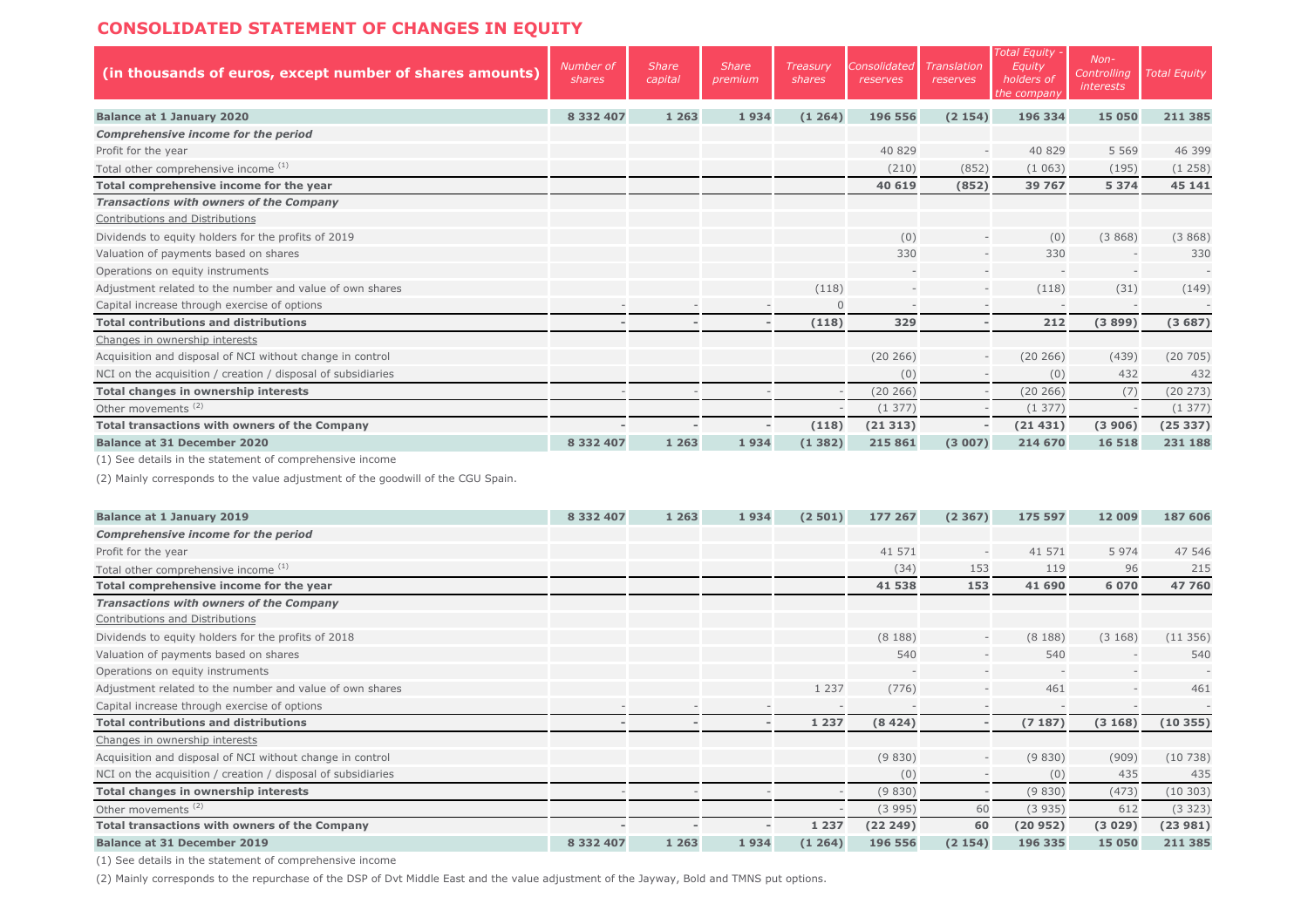## CONSOLIDATED STATEMENT OF CHANGES IN EQUITY

| (in thousands of euros, except number of shares amounts) | Number of shares | Share capital | Share premium | Treasury shares | Consolidated reserves | Translation reserves | Total Equity - Equity holders of the company | Non-Controlling interests | Total Equity |
|---|---|---|---|---|---|---|---|---|---|
| **Balance at 1 January 2020** | **8 332 407** | **1 263** | **1 934** | **(1 264)** | **196 556** | **(2 154)** | **196 334** | **15 050** | **211 385** |
| ***Comprehensive income for the period*** | | | | | | | | | |
| Profit for the year | | | | | 40 829 | - | 40 829 | 5 569 | 46 399 |
| Total other comprehensive income [(1)] | | | | | (210) | (852) | (1 063) | (195) | (1 258) |
| **Total comprehensive income for the year** | | | | | **40 619** | **(852)** | **39 767** | **5 374** | **45 141** |
| ***Transactions with owners of the Company*** | | | | | | | | | |
| Contributions and Distributions | | | | | | | | | |
| Dividends to equity holders for the profits of 2019 | | | | | (0) | - | (0) | (3 868) | (3 868) |
| Valuation of payments based on shares | | | | | 330 | - | 330 | - | 330 |
| Operations on equity instruments | | | | | - | - | - | - | - |
| Adjustment related to the number and value of own shares | | | | (118) | - | - | (118) | (31) | (149) |
| Capital increase through exercise of options | - | - | - | 0 | - | - | - | - | - |
| **Total contributions and distributions** | **-** | **-** | **-** | **(118)** | **329** | **-** | **212** | **(3 899)** | **(3 687)** |
| Changes in ownership interests | | | | | | | | | |
| Acquisition and disposal of NCI without change in control | | | | | (20 266) | - | (20 266) | (439) | (20 705) |
| NCI on the acquisition / creation / disposal of subsidiaries | | | | | (0) | - | (0) | 432 | 432 |
| **Total changes in ownership interests** | - | - | - | - | (20 266) | - | (20 266) | (7) | (20 273) |
| Other movements [(2)] | | | | - | (1 377) | - | (1 377) | - | (1 377) |
| **Total transactions with owners of the Company** | **-** | **-** | **-** | **(118)** | **(21 313)** | **-** | **(21 431)** | **(3 906)** | **(25 337)** |
| **Balance at 31 December 2020** | **8 332 407** | **1 263** | **1 934** | **(1 382)** | **215 861** | **(3 007)** | **214 670** | **16 518** | **231 188** |

(1) See details in the statement of comprehensive income

(2) Mainly corresponds to the value adjustment of the goodwill of the CGU Spain.

| (in thousands of euros, except number of shares amounts) | Number of shares | Share capital | Share premium | Treasury shares | Consolidated reserves | Translation reserves | Total Equity - Equity holders of the company | Non-Controlling interests | Total Equity |
|---|---|---|---|---|---|---|---|---|---|
| **Balance at 1 January 2019** | **8 332 407** | **1 263** | **1 934** | **(2 501)** | **177 267** | **(2 367)** | **175 597** | **12 009** | **187 606** |
| ***Comprehensive income for the period*** | | | | | | | | | |
| Profit for the year | | | | | 41 571 | - | 41 571 | 5 974 | 47 546 |
| Total other comprehensive income [(1)] | | | | | (34) | 153 | 119 | 96 | 215 |
| **Total comprehensive income for the year** | | | | | **41 538** | **153** | **41 690** | **6 070** | **47 760** |
| ***Transactions with owners of the Company*** | | | | | | | | | |
| Contributions and Distributions | | | | | | | | | |
| Dividends to equity holders for the profits of 2018 | | | | | (8 188) | - | (8 188) | (3 168) | (11 356) |
| Valuation of payments based on shares | | | | | 540 | - | 540 | - | 540 |
| Operations on equity instruments | | | | | - | - | - | - | - |
| Adjustment related to the number and value of own shares | | | | 1 237 | (776) | - | 461 | - | 461 |
| Capital increase through exercise of options | - | - | - | - | - | - | - | - | - |
| **Total contributions and distributions** | **-** | **-** | **-** | **1 237** | **(8 424)** | **-** | **(7 187)** | **(3 168)** | **(10 355)** |
| Changes in ownership interests | | | | | | | | | |
| Acquisition and disposal of NCI without change in control | | | | | (9 830) | - | (9 830) | (909) | (10 738) |
| NCI on the acquisition / creation / disposal of subsidiaries | | | | | (0) | - | (0) | 435 | 435 |
| **Total changes in ownership interests** | - | - | - | - | (9 830) | - | (9 830) | (473) | (10 303) |
| Other movements [(2)] | | | | - | (3 995) | 60 | (3 935) | 612 | (3 323) |
| **Total transactions with owners of the Company** | **-** | **-** | **-** | **1 237** | **(22 249)** | **60** | **(20 952)** | **(3 029)** | **(23 981)** |
| **Balance at 31 December 2019** | **8 332 407** | **1 263** | **1 934** | **(1 264)** | **196 556** | **(2 154)** | **196 335** | **15 050** | **211 385** |

(1) See details in the statement of comprehensive income

(2) Mainly corresponds to the repurchase of the DSP of Dvt Middle East and the value adjustment of the Jayway, Bold and TMNS put options.